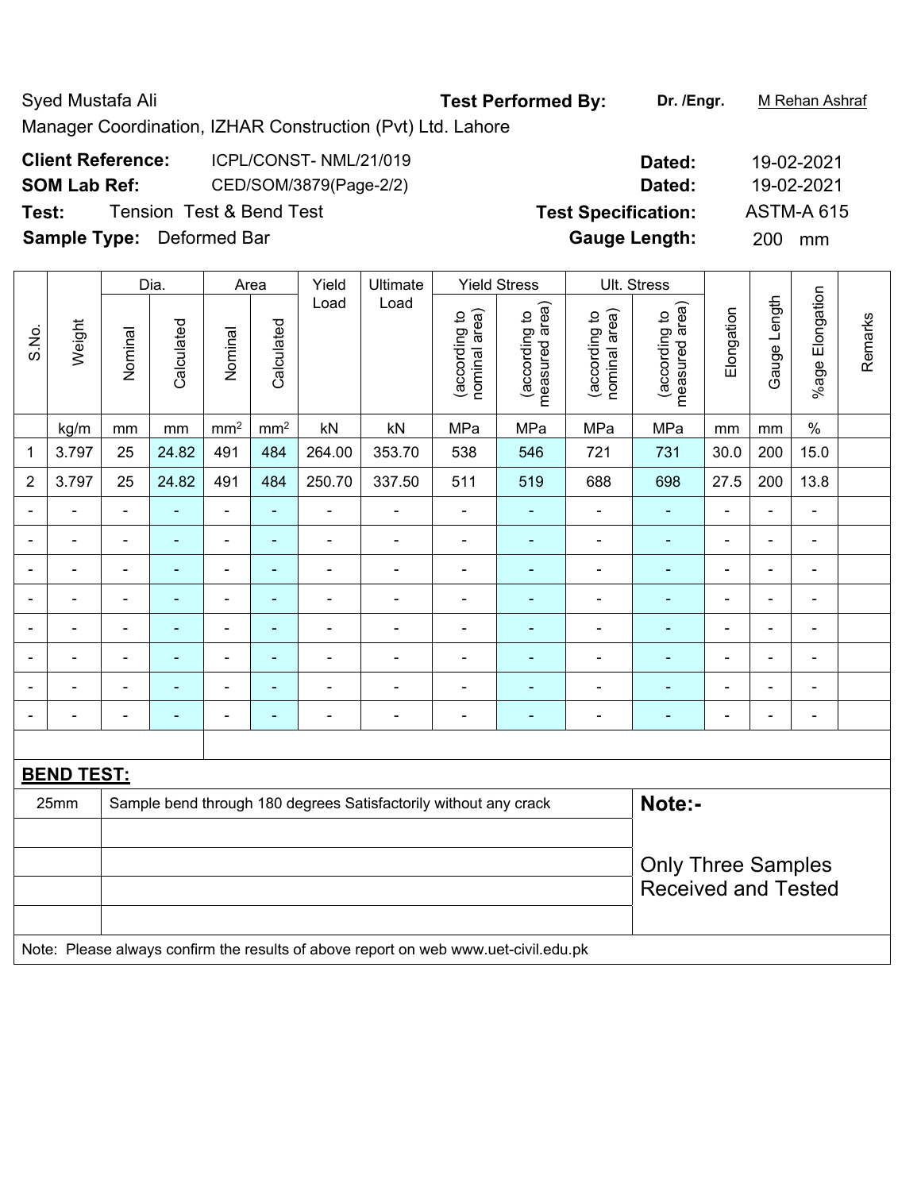Syed Mustafa Ali **Test Performed By:** **Dr. /Engr.** M Rehan Ashraf

Manager Coordination, IZHAR Construction (Pvt) Ltd. Lahore

**Client Reference:** ICPL/CONST- NML/21/019 **Dated:** 19-02-2021

**SOM Lab Ref:** CED/SOM/3879(Page-2/2) **Dated:** 19-02-2021

**Test:** Tension Test & Bend Test **Test Specification:** ASTM-A 615

**Sample Type:** Deformed Bar **Gauge Length:** 200 mm

| S.No. | Weight | Dia. | | Area | | Yield Load | Ultimate Load | Yield Stress | | Ult. Stress | | Elongation | Gauge Length | %age Elongation | Remarks |
|---|---|---|---|---|---|---|---|---|---|---|---|---|---|---|---|
| | | Nominal | Calculated | Nominal | Calculated | | | (according to nominal area) | (according to measured area) | (according to nominal area) | (according to measured area) | | | | |
| | kg/m | mm | mm | mm² | mm² | kN | kN | MPa | MPa | MPa | MPa | mm | mm | % | |
| 1 | 3.797 | 25 | 24.82 | 491 | 484 | 264.00 | 353.70 | 538 | 546 | 721 | 731 | 30.0 | 200 | 15.0 | |
| 2 | 3.797 | 25 | 24.82 | 491 | 484 | 250.70 | 337.50 | 511 | 519 | 688 | 698 | 27.5 | 200 | 13.8 | |
| - | - | - | - | - | - | - | - | - | - | - | - | - | - | - | |
| - | - | - | - | - | - | - | - | - | - | - | - | - | - | - | |
| - | - | - | - | - | - | - | - | - | - | - | - | - | - | - | |
| - | - | - | - | - | - | - | - | - | - | - | - | - | - | - | |
| - | - | - | - | - | - | - | - | - | - | - | - | - | - | - | |
| - | - | - | - | - | - | - | - | - | - | - | - | - | - | - | |
| - | - | - | - | - | - | - | - | - | - | - | - | - | - | - | |
| - | - | - | - | - | - | - | - | - | - | - | - | - | - | - | |

**BEND TEST:**

| | | |
|---|---|---|
| 25mm | Sample bend through 180 degrees Satisfactorily without any crack | **Note:-** Only Three Samples Received and Tested |

Note: Please always confirm the results of above report on web www.uet-civil.edu.pk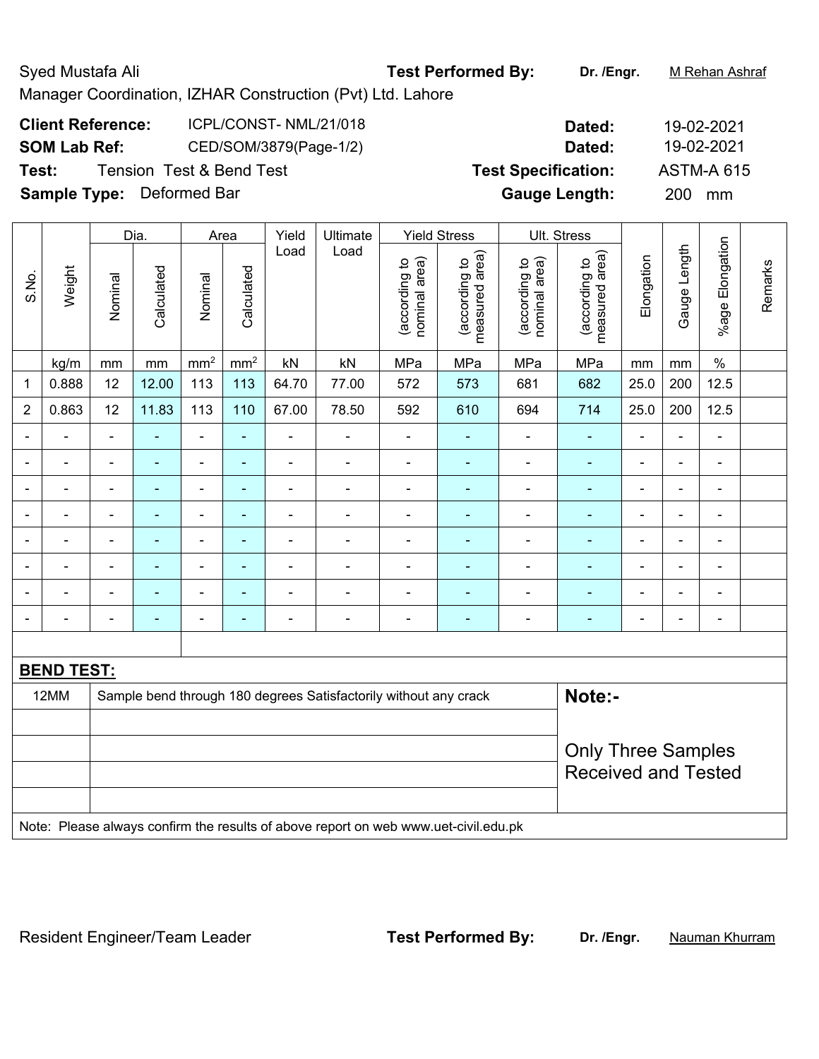Syed Mustafa Ali

Manager Coordination, IZHAR Construction (Pvt) Ltd. Lahore

**Test Performed By:** **Dr. /Engr.** M Rehan Ashraf

**Client Reference:** ICPL/CONST- NML/21/018 **Dated:** 19-02-2021

**SOM Lab Ref:** CED/SOM/3879(Page-1/2) **Dated:** 19-02-2021

**Test:** Tension Test & Bend Test **Test Specification:** ASTM-A 615

**Sample Type:** Deformed Bar **Gauge Length:** 200 mm

| S.No. | Weight | Dia. | | Area | | Yield Load | Ultimate Load | Yield Stress | | Ult. Stress | | Elongation | Gauge Length | %age Elongation | Remarks |
|---|---|---|---|---|---|---|---|---|---|---|---|---|---|---|---|
| | | Nominal | Calculated | Nominal | Calculated | | | (according to nominal area) | (according to measured area) | (according to nominal area) | (according to measured area) | | | | |
| | kg/m | mm | mm | mm$^2$ | mm$^2$ | kN | kN | MPa | MPa | MPa | MPa | mm | mm | % | |
| 1 | 0.888 | 12 | 12.00 | 113 | 113 | 64.70 | 77.00 | 572 | 573 | 681 | 682 | 25.0 | 200 | 12.5 | |
| 2 | 0.863 | 12 | 11.83 | 113 | 110 | 67.00 | 78.50 | 592 | 610 | 694 | 714 | 25.0 | 200 | 12.5 | |
| - | - | - | - | - | - | - | - | - | - | - | - | - | - | - | |
| - | - | - | - | - | - | - | - | - | - | - | - | - | - | - | |
| - | - | - | - | - | - | - | - | - | - | - | - | - | - | - | |
| - | - | - | - | - | - | - | - | - | - | - | - | - | - | - | |
| - | - | - | - | - | - | - | - | - | - | - | - | - | - | - | |
| - | - | - | - | - | - | - | - | - | - | - | - | - | - | - | |
| - | - | - | - | - | - | - | - | - | - | - | - | - | - | - | |
| - | - | - | - | - | - | - | - | - | - | - | - | - | - | - | |

**BEND TEST:**

| | | |
|---|---|---|
| 12MM | Sample bend through 180 degrees Satisfactorily without any crack | **Note:-** |
| | | |
| | | Only Three Samples Received and Tested |
| | | |
| | | |

Note: Please always confirm the results of above report on web www.uet-civil.edu.pk

Resident Engineer/Team Leader

**Test Performed By:** **Dr. /Engr.** Nauman Khurram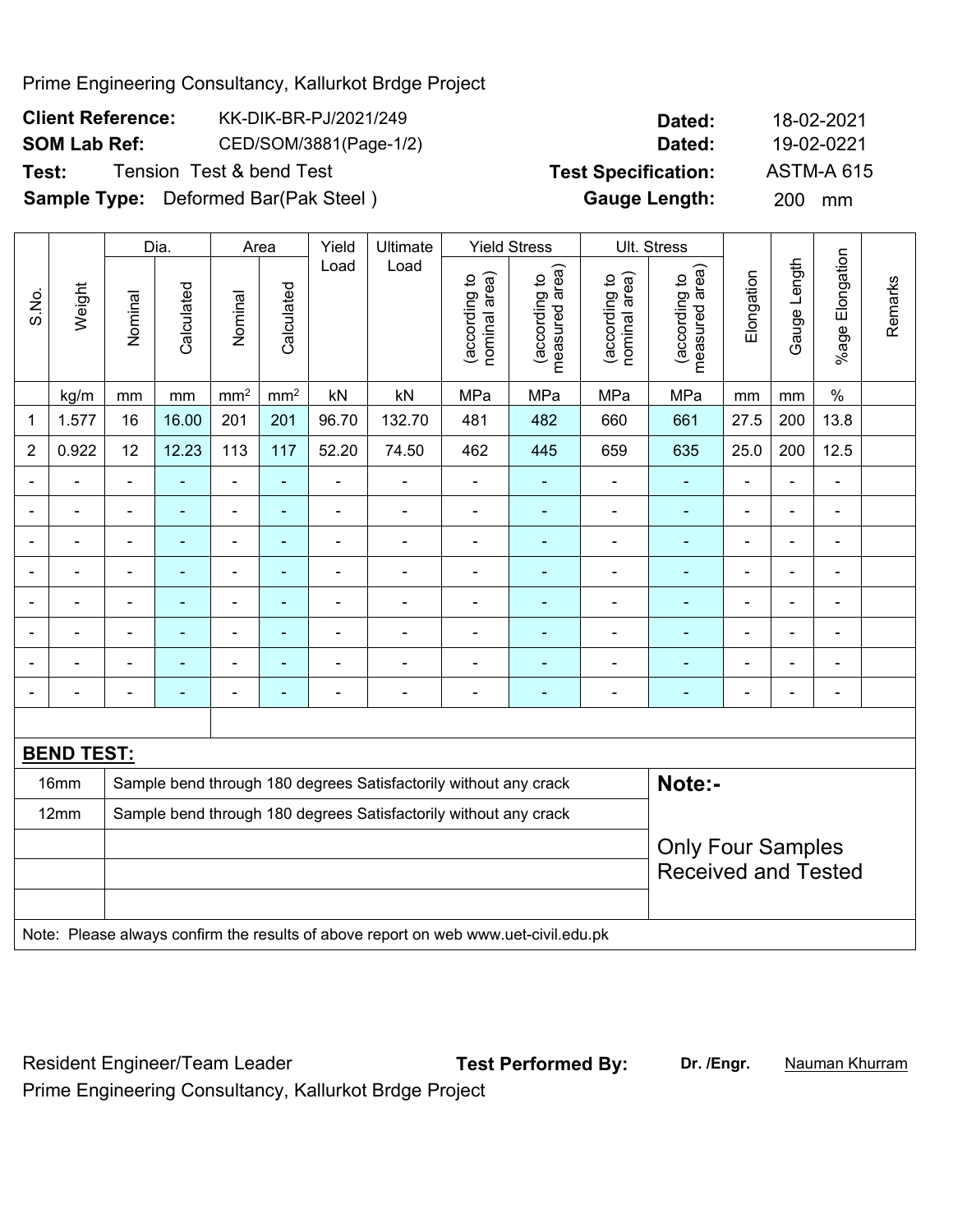Prime Engineering Consultancy, Kallurkot Brdge Project

**Client Reference:** KK-DIK-BR-PJ/2021/249 **Dated:** 18-02-2021

**SOM Lab Ref:** CED/SOM/3881(Page-1/2) **Dated:** 19-02-0221

**Test:** Tension Test & bend Test **Test Specification:** ASTM-A 615

**Sample Type:** Deformed Bar(Pak Steel ) **Gauge Length:** 200 mm

| S.No. | Weight | Dia. | | Area | | Yield Load | Ultimate Load | Yield Stress | | Ult. Stress | | Elongation | Gauge Length | %age Elongation | Remarks |
|---|---|---|---|---|---|---|---|---|---|---|---|---|---|---|---|
| | | Nominal | Calculated | Nominal | Calculated | | | (according to nominal area) | (according to measured area) | (according to nominal area) | (according to measured area) | | | | |
| | kg/m | mm | mm | mm² | mm² | kN | kN | MPa | MPa | MPa | MPa | mm | mm | % | |
| 1 | 1.577 | 16 | 16.00 | 201 | 201 | 96.70 | 132.70 | 481 | 482 | 660 | 661 | 27.5 | 200 | 13.8 | |
| 2 | 0.922 | 12 | 12.23 | 113 | 117 | 52.20 | 74.50 | 462 | 445 | 659 | 635 | 25.0 | 200 | 12.5 | |
| - | - | - | - | - | - | - | - | - | - | - | - | - | - | - | |
| - | - | - | - | - | - | - | - | - | - | - | - | - | - | - | |
| - | - | - | - | - | - | - | - | - | - | - | - | - | - | - | |
| - | - | - | - | - | - | - | - | - | - | - | - | - | - | - | |
| - | - | - | - | - | - | - | - | - | - | - | - | - | - | - | |
| - | - | - | - | - | - | - | - | - | - | - | - | - | - | - | |
| - | - | - | - | - | - | - | - | - | - | - | - | - | - | - | |
| - | - | - | - | - | - | - | - | - | - | - | - | - | - | - | |

**BEND TEST:**

| Size | Result | Note:- |
|---|---|---|
| 16mm | Sample bend through 180 degrees Satisfactorily without any crack | Only Four Samples Received and Tested |
| 12mm | Sample bend through 180 degrees Satisfactorily without any crack | |

Note: Please always confirm the results of above report on web www.uet-civil.edu.pk

Resident Engineer/Team Leader **Test Performed By:** **Dr. /Engr.** Nauman Khurram

Prime Engineering Consultancy, Kallurkot Brdge Project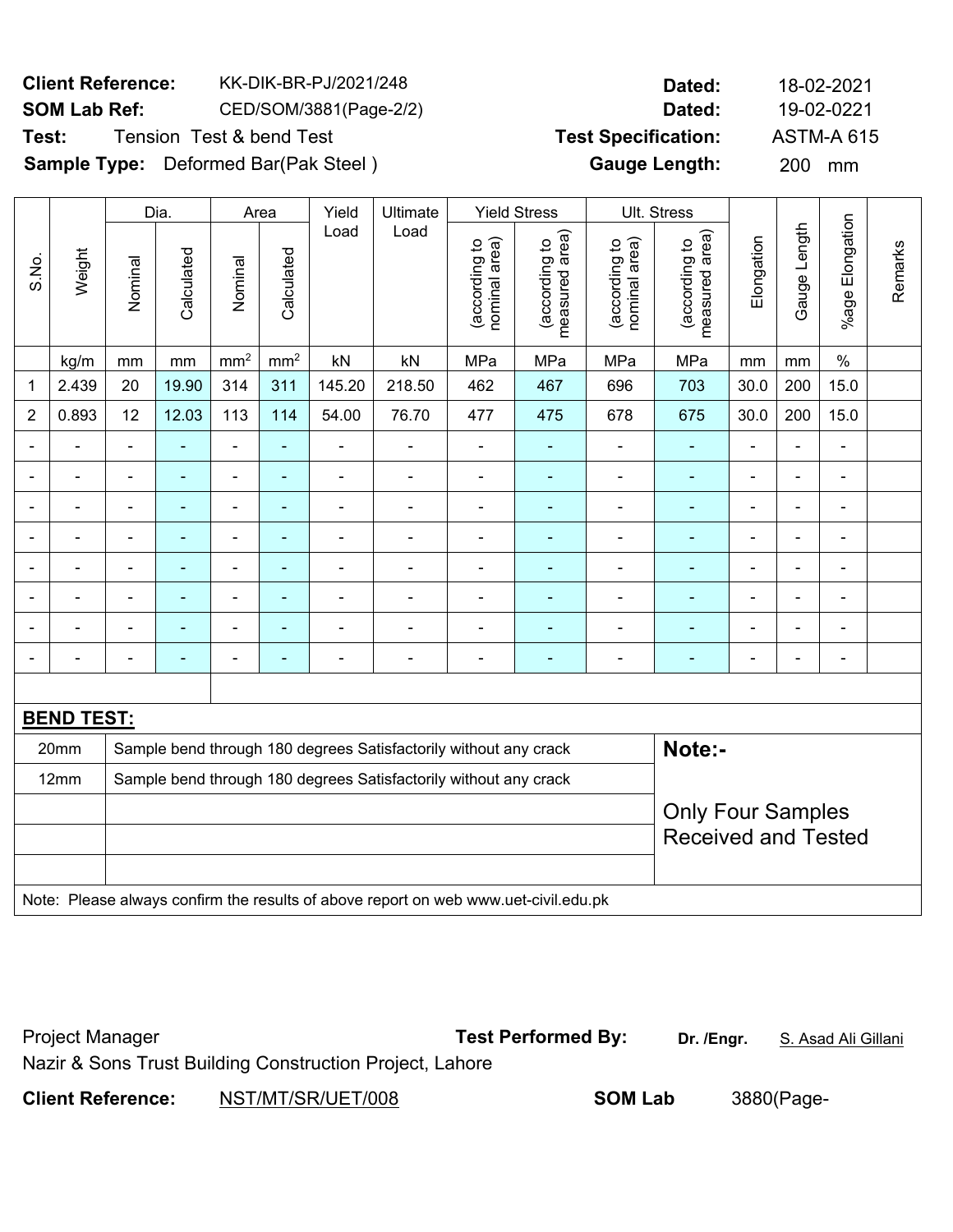**Client Reference:** KK-DIK-BR-PJ/2021/248 **Dated:** 18-02-2021

**SOM Lab Ref:** CED/SOM/3881(Page-2/2) **Dated:** 19-02-0221

**Test:** Tension Test & bend Test **Test Specification:** ASTM-A 615

**Sample Type:** Deformed Bar(Pak Steel ) **Gauge Length:** 200 mm

| S.No. | Weight | Dia. | | Area | | Yield Load | Ultimate Load | Yield Stress | | Ult. Stress | | Elongation | Gauge Length | %age Elongation | Remarks |
|---|---|---|---|---|---|---|---|---|---|---|---|---|---|---|---|
| | | Nominal | Calculated | Nominal | Calculated | | | (according to nominal area) | (according to measured area) | (according to nominal area) | (according to measured area) | | | | |
| | kg/m | mm | mm | $mm^2$ | $mm^2$ | kN | kN | MPa | MPa | MPa | MPa | mm | mm | % | |
| 1 | 2.439 | 20 | 19.90 | 314 | 311 | 145.20 | 218.50 | 462 | 467 | 696 | 703 | 30.0 | 200 | 15.0 | |
| 2 | 0.893 | 12 | 12.03 | 113 | 114 | 54.00 | 76.70 | 477 | 475 | 678 | 675 | 30.0 | 200 | 15.0 | |
| - | - | - | - | - | - | - | - | - | - | - | - | - | - | - | |
| - | - | - | - | - | - | - | - | - | - | - | - | - | - | - | |
| - | - | - | - | - | - | - | - | - | - | - | - | - | - | - | |
| - | - | - | - | - | - | - | - | - | - | - | - | - | - | - | |
| - | - | - | - | - | - | - | - | - | - | - | - | - | - | - | |
| - | - | - | - | - | - | - | - | - | - | - | - | - | - | - | |
| - | - | - | - | - | - | - | - | - | - | - | - | - | - | - | |
| - | - | - | - | - | - | - | - | - | - | - | - | - | - | - | |

**BEND TEST:**

| | | |
|---|---|---|
| 20mm | Sample bend through 180 degrees Satisfactorily without any crack | **Note:-** |
| 12mm | Sample bend through 180 degrees Satisfactorily without any crack | Only Four Samples Received and Tested |
| | | |
| | | |
| | | |

Note: Please always confirm the results of above report on web www.uet-civil.edu.pk

Project Manager **Test Performed By:** **Dr. /Engr.** S. Asad Ali Gillani

Nazir & Sons Trust Building Construction Project, Lahore

**Client Reference:** NST/MT/SR/UET/008 **SOM Lab** 3880(Page-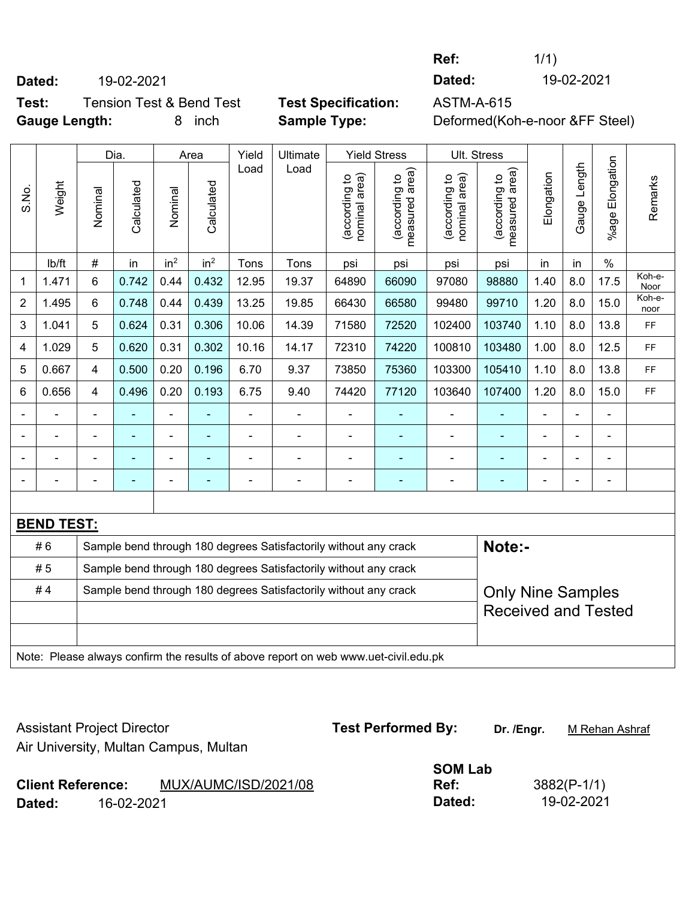**Ref:** 1/1)

**Dated:** 19-02-2021 **Dated:** 19-02-2021

**Test:** Tension Test & Bend Test **Test Specification:** ASTM-A-615

**Gauge Length:** 8 inch **Sample Type:** Deformed(Koh-e-noor &FF Steel)

| S.No. | Weight | Dia. | | Area | | Yield Load | Ultimate Load | Yield Stress | | Ult. Stress | | Elongation | Gauge Length | %age Elongation | Remarks |
|---|---|---|---|---|---|---|---|---|---|---|---|---|---|---|---|
| | | Nominal | Calculated | Nominal | Calculated | | | (according to nominal area) | (according to measured area) | (according to nominal area) | (according to measured area) | | | | |
| | lb/ft | # | in | $in^2$ | $in^2$ | Tons | Tons | psi | psi | psi | psi | in | in | % | |
| 1 | 1.471 | 6 | 0.742 | 0.44 | 0.432 | 12.95 | 19.37 | 64890 | 66090 | 97080 | 98880 | 1.40 | 8.0 | 17.5 | Koh-e-Noor |
| 2 | 1.495 | 6 | 0.748 | 0.44 | 0.439 | 13.25 | 19.85 | 66430 | 66580 | 99480 | 99710 | 1.20 | 8.0 | 15.0 | Koh-e-noor |
| 3 | 1.041 | 5 | 0.624 | 0.31 | 0.306 | 10.06 | 14.39 | 71580 | 72520 | 102400 | 103740 | 1.10 | 8.0 | 13.8 | FF |
| 4 | 1.029 | 5 | 0.620 | 0.31 | 0.302 | 10.16 | 14.17 | 72310 | 74220 | 100810 | 103480 | 1.00 | 8.0 | 12.5 | FF |
| 5 | 0.667 | 4 | 0.500 | 0.20 | 0.196 | 6.70 | 9.37 | 73850 | 75360 | 103300 | 105410 | 1.10 | 8.0 | 13.8 | FF |
| 6 | 0.656 | 4 | 0.496 | 0.20 | 0.193 | 6.75 | 9.40 | 74420 | 77120 | 103640 | 107400 | 1.20 | 8.0 | 15.0 | FF |
| - | - | - | - | - | - | - | - | - | - | - | - | - | - | - | |
| - | - | - | - | - | - | - | - | - | - | - | - | - | - | - | |
| - | - | - | - | - | - | - | - | - | - | - | - | - | - | - | |
| - | - | - | - | - | - | - | - | - | - | - | - | - | - | - | |

**BEND TEST:**

| | | |
|---|---|---|
| # 6 | Sample bend through 180 degrees Satisfactorily without any crack | **Note:-** |
| # 5 | Sample bend through 180 degrees Satisfactorily without any crack | |
| # 4 | Sample bend through 180 degrees Satisfactorily without any crack | Only Nine Samples Received and Tested |
| | | |
| | | |

Note: Please always confirm the results of above report on web www.uet-civil.edu.pk

Assistant Project Director
Air University, Multan Campus, Multan

**Test Performed By:** **Dr. /Engr.** M Rehan Ashraf

**SOM Lab**

**Client Reference:** MUX/AUMC/ISD/2021/08 **Ref:** 3882(P-1/1)

**Dated:** 16-02-2021 **Dated:** 19-02-2021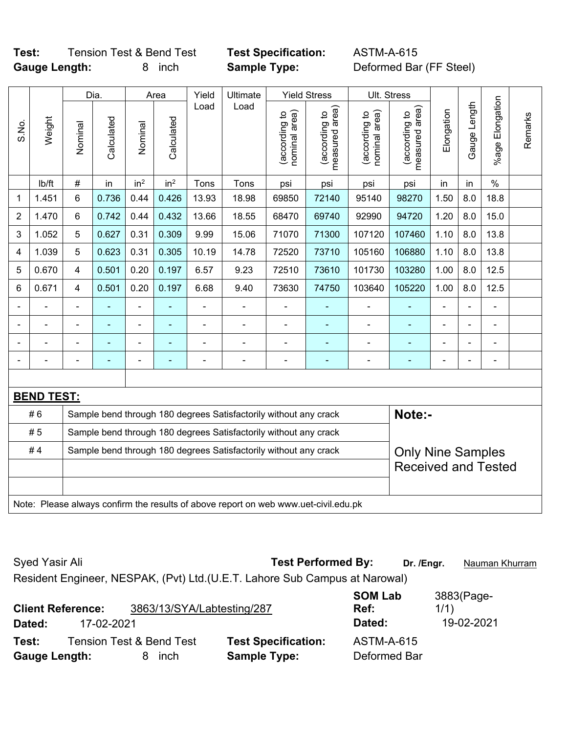**Test:** Tension Test & Bend Test **Test Specification:** ASTM-A-615
**Gauge Length:** 8 inch **Sample Type:** Deformed Bar (FF Steel)

| S.No. | Weight | Dia. | | Area | | Yield Load | Ultimate Load | Yield Stress | | Ult. Stress | | Elongation | Gauge Length | %age Elongation | Remarks |
|---|---|---|---|---|---|---|---|---|---|---|---|---|---|---|---|
| | | Nominal | Calculated | Nominal | Calculated | | | (according to nominal area) | (according to measured area) | (according to nominal area) | (according to measured area) | | | | |
| | lb/ft | # | in | in² | in² | Tons | Tons | psi | psi | psi | psi | in | in | % | |
| 1 | 1.451 | 6 | 0.736 | 0.44 | 0.426 | 13.93 | 18.98 | 69850 | 72140 | 95140 | 98270 | 1.50 | 8.0 | 18.8 | |
| 2 | 1.470 | 6 | 0.742 | 0.44 | 0.432 | 13.66 | 18.55 | 68470 | 69740 | 92990 | 94720 | 1.20 | 8.0 | 15.0 | |
| 3 | 1.052 | 5 | 0.627 | 0.31 | 0.309 | 9.99 | 15.06 | 71070 | 71300 | 107120 | 107460 | 1.10 | 8.0 | 13.8 | |
| 4 | 1.039 | 5 | 0.623 | 0.31 | 0.305 | 10.19 | 14.78 | 72520 | 73710 | 105160 | 106880 | 1.10 | 8.0 | 13.8 | |
| 5 | 0.670 | 4 | 0.501 | 0.20 | 0.197 | 6.57 | 9.23 | 72510 | 73610 | 101730 | 103280 | 1.00 | 8.0 | 12.5 | |
| 6 | 0.671 | 4 | 0.501 | 0.20 | 0.197 | 6.68 | 9.40 | 73630 | 74750 | 103640 | 105220 | 1.00 | 8.0 | 12.5 | |
| - | - | - | - | - | - | - | - | - | - | - | - | - | - | - | |
| - | - | - | - | - | - | - | - | - | - | - | - | - | - | - | |
| - | - | - | - | - | - | - | - | - | - | - | - | - | - | - | |
| - | - | - | - | - | - | - | - | - | - | - | - | - | - | - | |

**BEND TEST:**

| | | |
|---|---|---|
| # 6 | Sample bend through 180 degrees Satisfactorily without any crack | **Note:-** |
| # 5 | Sample bend through 180 degrees Satisfactorily without any crack | |
| # 4 | Sample bend through 180 degrees Satisfactorily without any crack | Only Nine Samples Received and Tested |

Note: Please always confirm the results of above report on web www.uet-civil.edu.pk

Syed Yasir Ali **Test Performed By:** **Dr. /Engr.** Nauman Khurram
Resident Engineer, NESPAK, (Pvt) Ltd.(U.E.T. Lahore Sub Campus at Narowal)

**Client Reference:** 3863/13/SYA/Labtesting/287 **SOM Lab Ref:** 3883(Page-1/1)
**Dated:** 17-02-2021 **Dated:** 19-02-2021

**Test:** Tension Test & Bend Test **Test Specification:** ASTM-A-615
**Gauge Length:** 8 inch **Sample Type:** Deformed Bar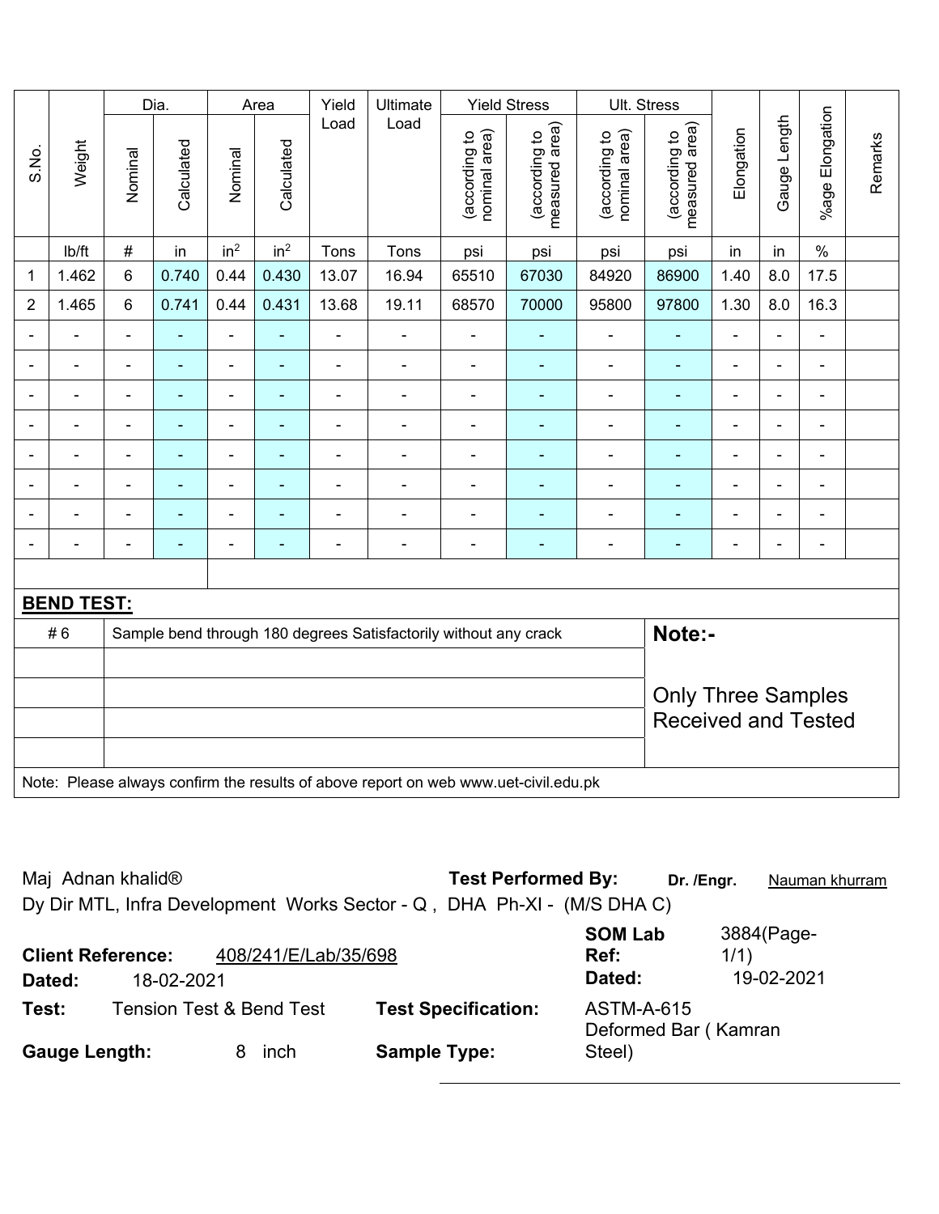| S.No. | Weight | Dia. | | Area | | Yield Load | Ultimate Load | Yield Stress | | Ult. Stress | | Elongation | Gauge Length | %age Elongation | Remarks |
|---|---|---|---|---|---|---|---|---|---|---|---|---|---|---|---|
| | | Nominal | Calculated | Nominal | Calculated | | | (according to nominal area) | (according to measured area) | (according to nominal area) | (according to measured area) | | | | |
| | lb/ft | # | in | $in^2$ | $in^2$ | Tons | Tons | psi | psi | psi | psi | in | in | % | |
| 1 | 1.462 | 6 | 0.740 | 0.44 | 0.430 | 13.07 | 16.94 | 65510 | 67030 | 84920 | 86900 | 1.40 | 8.0 | 17.5 | |
| 2 | 1.465 | 6 | 0.741 | 0.44 | 0.431 | 13.68 | 19.11 | 68570 | 70000 | 95800 | 97800 | 1.30 | 8.0 | 16.3 | |
| - | - | - | - | - | - | - | - | - | - | - | - | - | - | - | |
| - | - | - | - | - | - | - | - | - | - | - | - | - | - | - | |
| - | - | - | - | - | - | - | - | - | - | - | - | - | - | - | |
| - | - | - | - | - | - | - | - | - | - | - | - | - | - | - | |
| - | - | - | - | - | - | - | - | - | - | - | - | - | - | - | |
| - | - | - | - | - | - | - | - | - | - | - | - | - | - | - | |
| - | - | - | - | - | - | - | - | - | - | - | - | - | - | - | |
| - | - | - | - | - | - | - | - | - | - | - | - | - | - | - | |

**BEND TEST:**

| | | |
|---|---|---|
| # 6 | Sample bend through 180 degrees Satisfactorily without any crack | **Note:-** |
| | | Only Three Samples Received and Tested |

Note: Please always confirm the results of above report on web www.uet-civil.edu.pk

Maj Adnan khalid®
Dy Dir MTL, Infra Development Works Sector - Q , DHA Ph-XI - (M/S DHA C)

**Test Performed By:** **Dr. /Engr.** Nauman khurram

**Client Reference:** 408/241/E/Lab/35/698
**Dated:** 18-02-2021

**SOM Lab Ref:** 3884(Page-1/1)
**Dated:** 19-02-2021

**Test:** Tension Test & Bend Test
**Test Specification:** ASTM-A-615
**Gauge Length:** 8 inch
**Sample Type:** Deformed Bar ( Kamran Steel)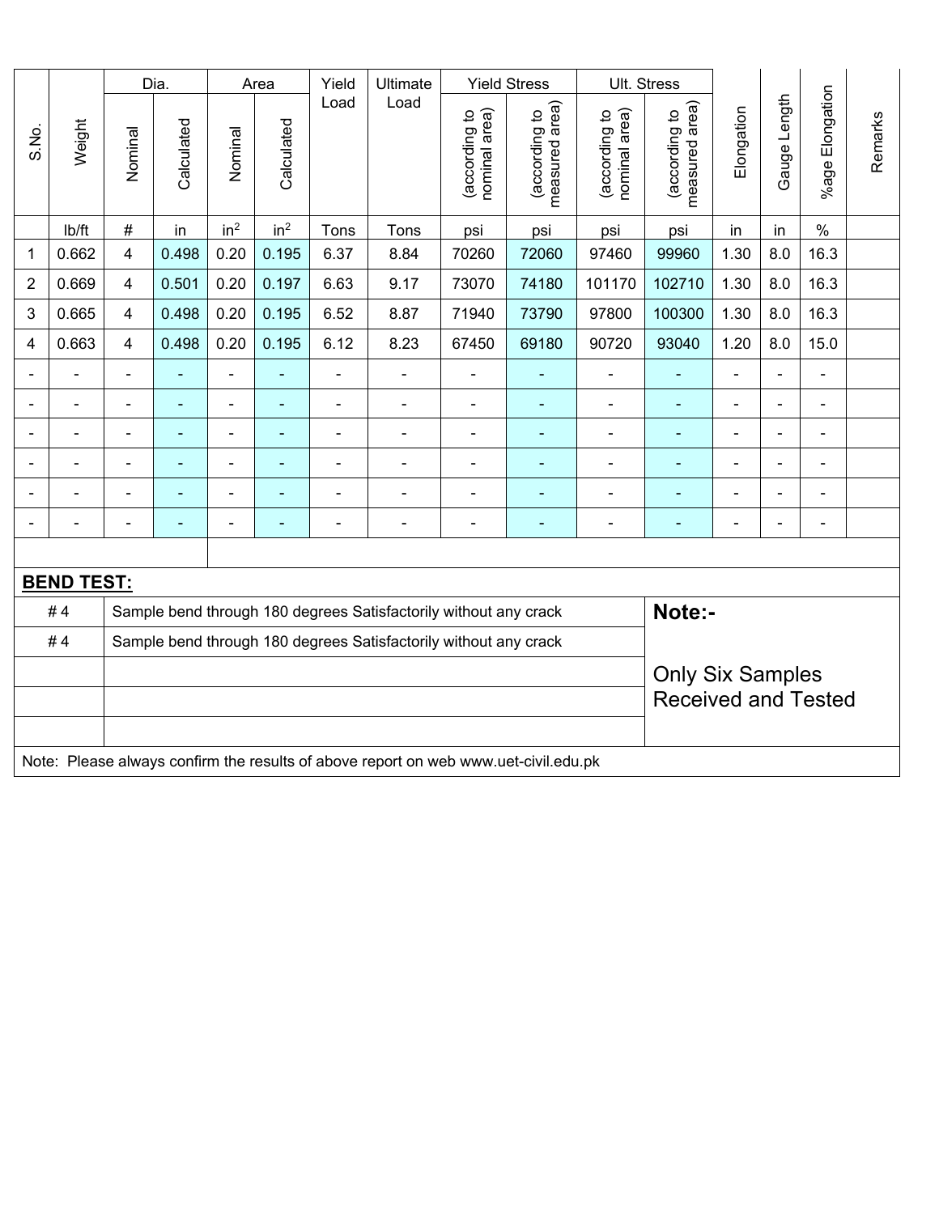| S.No. | Weight | Dia. | | Area | | Yield Load | Ultimate Load | Yield Stress | | Ult. Stress | | Elongation | Gauge Length | %age Elongation | Remarks |
|---|---|---|---|---|---|---|---|---|---|---|---|---|---|---|---|
| | | Nominal | Calculated | Nominal | Calculated | | | (according to nominal area) | (according to measured area) | (according to nominal area) | (according to measured area) | | | | |
| | lb/ft | # | in | $in^2$ | $in^2$ | Tons | Tons | psi | psi | psi | psi | in | in | % | |
| 1 | 0.662 | 4 | 0.498 | 0.20 | 0.195 | 6.37 | 8.84 | 70260 | 72060 | 97460 | 99960 | 1.30 | 8.0 | 16.3 | |
| 2 | 0.669 | 4 | 0.501 | 0.20 | 0.197 | 6.63 | 9.17 | 73070 | 74180 | 101170 | 102710 | 1.30 | 8.0 | 16.3 | |
| 3 | 0.665 | 4 | 0.498 | 0.20 | 0.195 | 6.52 | 8.87 | 71940 | 73790 | 97800 | 100300 | 1.30 | 8.0 | 16.3 | |
| 4 | 0.663 | 4 | 0.498 | 0.20 | 0.195 | 6.12 | 8.23 | 67450 | 69180 | 90720 | 93040 | 1.20 | 8.0 | 15.0 | |
| - | - | - | - | - | - | - | - | - | - | - | - | - | - | - | |
| - | - | - | - | - | - | - | - | - | - | - | - | - | - | - | |
| - | - | - | - | - | - | - | - | - | - | - | - | - | - | - | |
| - | - | - | - | - | - | - | - | - | - | - | - | - | - | - | |
| - | - | - | - | - | - | - | - | - | - | - | - | - | - | - | |
| - | - | - | - | - | - | - | - | - | - | - | - | - | - | - | |

**BEND TEST:**

| | | |
|---|---|---|
| # 4 | Sample bend through 180 degrees Satisfactorily without any crack | **Note:-** |
| # 4 | Sample bend through 180 degrees Satisfactorily without any crack | Only Six Samples Received and Tested |
| | | |
| | | |
| | | |

Note: Please always confirm the results of above report on web www.uet-civil.edu.pk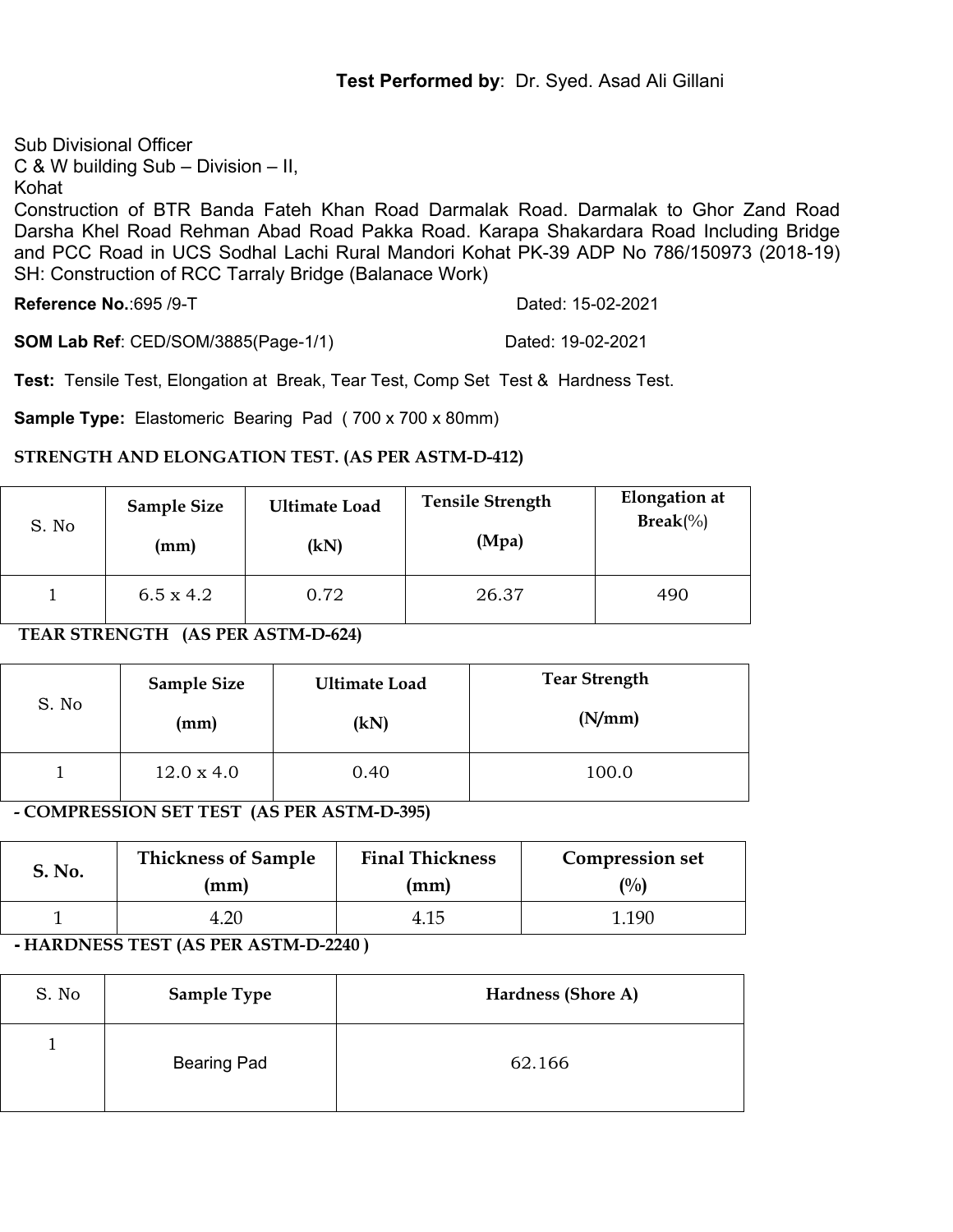**Test Performed by**: Dr. Syed. Asad Ali Gillani

Sub Divisional Officer
C & W building Sub – Division – II,
Kohat
Construction of BTR Banda Fateh Khan Road Darmalak Road. Darmalak to Ghor Zand Road Darsha Khel Road Rehman Abad Road Pakka Road. Karapa Shakardara Road Including Bridge and PCC Road in UCS Sodhal Lachi Rural Mandori Kohat PK-39 ADP No 786/150973 (2018-19) SH: Construction of RCC Tarraly Bridge (Balanace Work)

**Reference No.**:695 /9-T Dated: 15-02-2021

**SOM Lab Ref**: CED/SOM/3885(Page-1/1) Dated: 19-02-2021

**Test:** Tensile Test, Elongation at Break, Tear Test, Comp Set Test & Hardness Test.

**Sample Type:** Elastomeric Bearing Pad ( 700 x 700 x 80mm)

**STRENGTH AND ELONGATION TEST. (AS PER ASTM-D-412)**

| S. No | Sample Size (mm) | Ultimate Load (kN) | Tensile Strength (Mpa) | Elongation at Break(%) |
|---|---|---|---|---|
| 1 | 6.5 x 4.2 | 0.72 | 26.37 | 490 |

**TEAR STRENGTH (AS PER ASTM-D-624)**

| S. No | Sample Size (mm) | Ultimate Load (kN) | Tear Strength (N/mm) |
|---|---|---|---|
| 1 | 12.0 x 4.0 | 0.40 | 100.0 |

**- COMPRESSION SET TEST (AS PER ASTM-D-395)**

| S. No. | Thickness of Sample (mm) | Final Thickness (mm) | Compression set (%) |
|---|---|---|---|
| 1 | 4.20 | 4.15 | 1.190 |

**- HARDNESS TEST (AS PER ASTM-D-2240 )**

| S. No | Sample Type | Hardness (Shore A) |
|---|---|---|
| 1 | Bearing Pad | 62.166 |